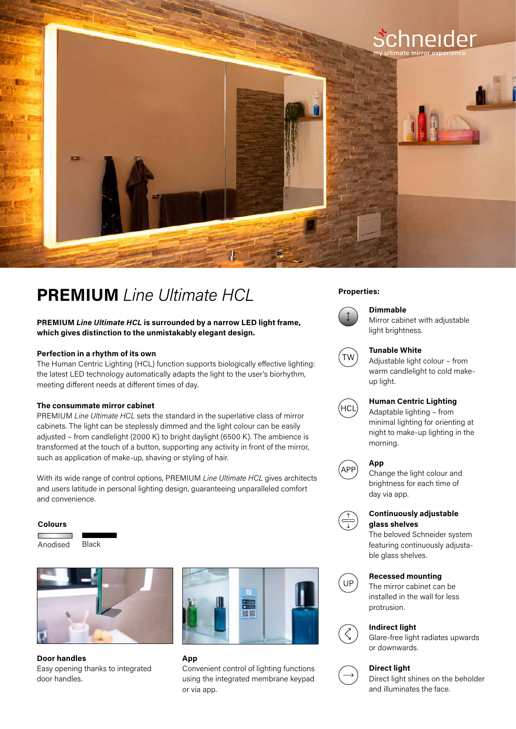schneider
my ultimate mirror experience

# **PREMIUM** *Line Ultimate HCL*

**PREMIUM *Line Ultimate HCL* is surrounded by a narrow LED light frame, which gives distinction to the unmistakably elegant design.**

### Perfection in a rhythm of its own

The Human Centric Lighting (HCL) function supports biologically effective lighting: the latest LED technology automatically adapts the light to the user's biorhythm, meeting different needs at different times of day.

### The consummate mirror cabinet

PREMIUM *Line Ultimate HCL* sets the standard in the superlative class of mirror cabinets. The light can be steplessly dimmed and the light colour can be easily adjusted – from candlelight (2000 K) to bright daylight (6500 K). The ambience is transformed at the touch of a button, supporting any activity in front of the mirror, such as application of make-up, shaving or styling of hair.

With its wide range of control options, PREMIUM *Line Ultimate HCL* gives architects and users latitude in personal lighting design, guaranteeing unparalleled comfort and convenience.

### Colours

Anodised
Black

**Door handles**
Easy opening thanks to integrated door handles.

**App**
Convenient control of lighting functions using the integrated membrane keypad or via app.

### Properties:

**Dimmable**
Mirror cabinet with adjustable light brightness.

**Tunable White**
Adjustable light colour – from warm candlelight to cold make-up light.

**Human Centric Lighting**
Adaptable lighting – from minimal lighting for orienting at night to make-up lighting in the morning.

**App**
Change the light colour and brightness for each time of day via app.

**Continuously adjustable glass shelves**
The beloved Schneider system featuring continuously adjustable glass shelves.

**Recessed mounting**
The mirror cabinet can be installed in the wall for less protrusion.

**Indirect light**
Glare-free light radiates upwards or downwards.

**Direct light**
Direct light shines on the beholder and illuminates the face.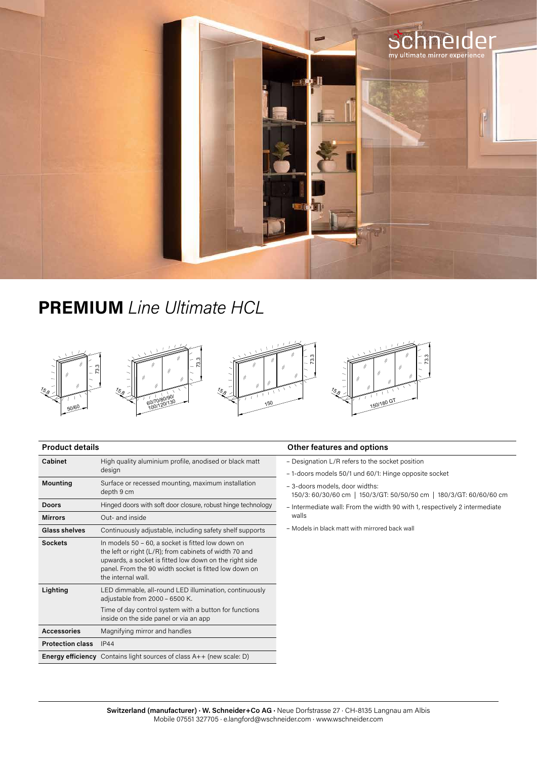# **PREMIUM** *Line Ultimate HCL*

15,8
73,3
50/60

15,8
73,3
60/70/80/90/
100/120/130

15,8
73,3
150

15,8
73,3
150/180 GT

## Product details

| | |
|---|---|
| **Cabinet** | High quality aluminium profile, anodised or black matt design |
| **Mounting** | Surface or recessed mounting, maximum installation depth 9 cm |
| **Doors** | Hinged doors with soft door closure, robust hinge technology |
| **Mirrors** | Out- and inside |
| **Glass shelves** | Continuously adjustable, including safety shelf supports |
| **Sockets** | In models 50 – 60, a socket is fitted low down on the left or right (L/R); from cabinets of width 70 and upwards, a socket is fitted low down on the right side panel. From the 90 width socket is fitted low down on the internal wall. |
| **Lighting** | LED dimmable, all-round LED illumination, continuously adjustable from 2000 – 6500 K. Time of day control system with a button for functions inside on the side panel or via an app |
| **Accessories** | Magnifying mirror and handles |
| **Protection class** | IP44 |
| **Energy efficiency** | Contains light sources of class A++ (new scale: D) |

## Other features and options

- Designation L/R refers to the socket position
- 1-doors models 50/1 und 60/1: Hinge opposite socket
- 3-doors models, door widths:
  150/3: 60/30/60 cm | 150/3/GT: 50/50/50 cm | 180/3/GT: 60/60/60 cm
- Intermediate wall: From the width 90 with 1, respectively 2 intermediate walls
- Models in black matt with mirrored back wall

**Switzerland (manufacturer) · W. Schneider+Co AG ·** Neue Dorfstrasse 27 · CH-8135 Langnau am Albis
Mobile 07551 327705 · e.langford@wschneider.com · www.wschneider.com